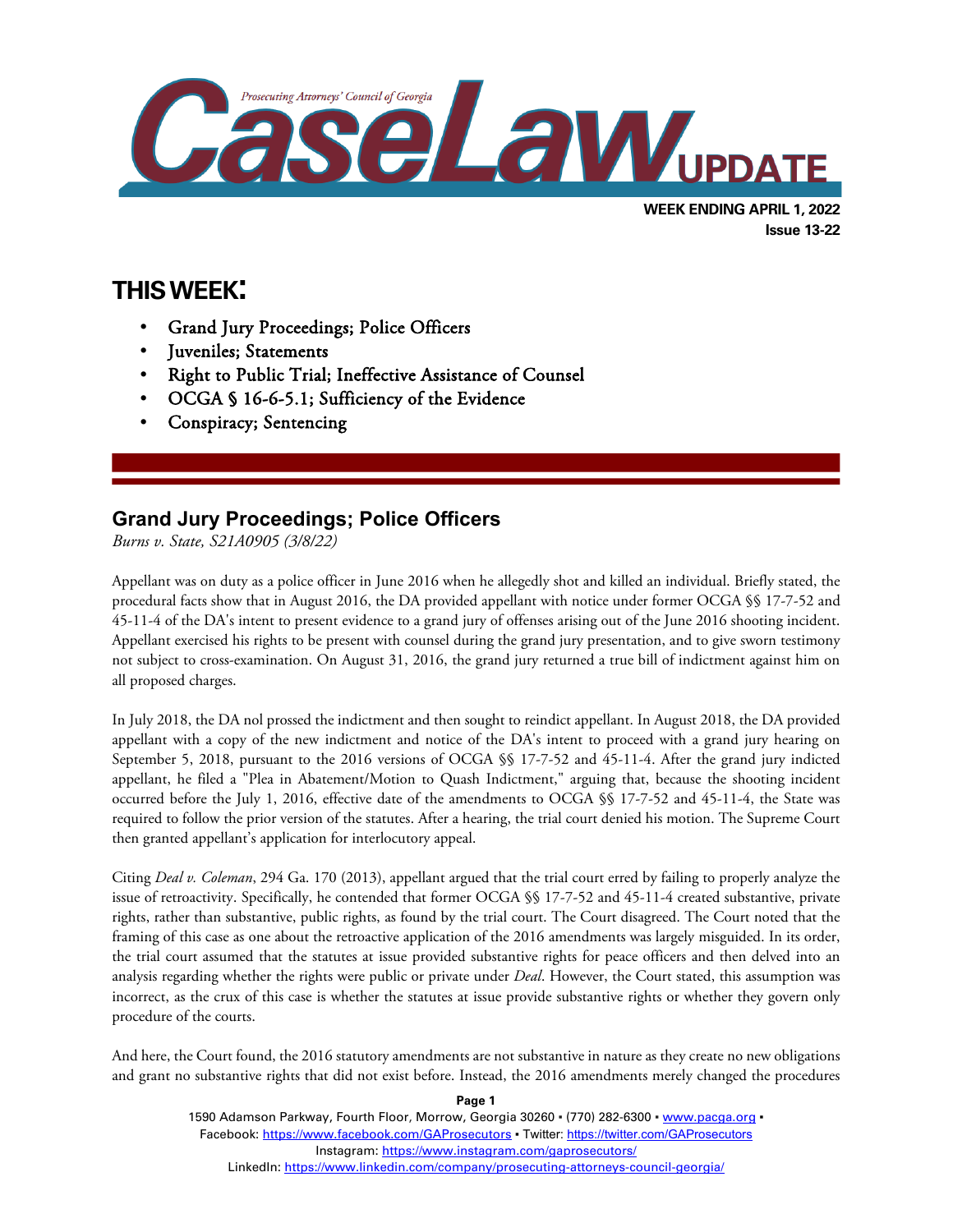# CaseLaw UPDATE

Prosecuting Attorneys' Council of Georgia

**WEEK ENDING APRIL 1, 2022**
**Issue 13-22**

## THIS WEEK:

- Grand Jury Proceedings; Police Officers
- Juveniles; Statements
- Right to Public Trial; Ineffective Assistance of Counsel
- OCGA § 16-6-5.1; Sufficiency of the Evidence
- Conspiracy; Sentencing

## Grand Jury Proceedings; Police Officers

*Burns v. State, S21A0905 (3/8/22)*

Appellant was on duty as a police officer in June 2016 when he allegedly shot and killed an individual. Briefly stated, the procedural facts show that in August 2016, the DA provided appellant with notice under former OCGA §§ 17-7-52 and 45-11-4 of the DA's intent to present evidence to a grand jury of offenses arising out of the June 2016 shooting incident. Appellant exercised his rights to be present with counsel during the grand jury presentation, and to give sworn testimony not subject to cross-examination. On August 31, 2016, the grand jury returned a true bill of indictment against him on all proposed charges.

In July 2018, the DA nol prossed the indictment and then sought to reindict appellant. In August 2018, the DA provided appellant with a copy of the new indictment and notice of the DA's intent to proceed with a grand jury hearing on September 5, 2018, pursuant to the 2016 versions of OCGA §§ 17-7-52 and 45-11-4. After the grand jury indicted appellant, he filed a "Plea in Abatement/Motion to Quash Indictment," arguing that, because the shooting incident occurred before the July 1, 2016, effective date of the amendments to OCGA §§ 17-7-52 and 45-11-4, the State was required to follow the prior version of the statutes. After a hearing, the trial court denied his motion. The Supreme Court then granted appellant's application for interlocutory appeal.

Citing *Deal v. Coleman*, 294 Ga. 170 (2013), appellant argued that the trial court erred by failing to properly analyze the issue of retroactivity. Specifically, he contended that former OCGA §§ 17-7-52 and 45-11-4 created substantive, private rights, rather than substantive, public rights, as found by the trial court. The Court disagreed. The Court noted that the framing of this case as one about the retroactive application of the 2016 amendments was largely misguided. In its order, the trial court assumed that the statutes at issue provided substantive rights for peace officers and then delved into an analysis regarding whether the rights were public or private under *Deal*. However, the Court stated, this assumption was incorrect, as the crux of this case is whether the statutes at issue provide substantive rights or whether they govern only procedure of the courts.

And here, the Court found, the 2016 statutory amendments are not substantive in nature as they create no new obligations and grant no substantive rights that did not exist before. Instead, the 2016 amendments merely changed the procedures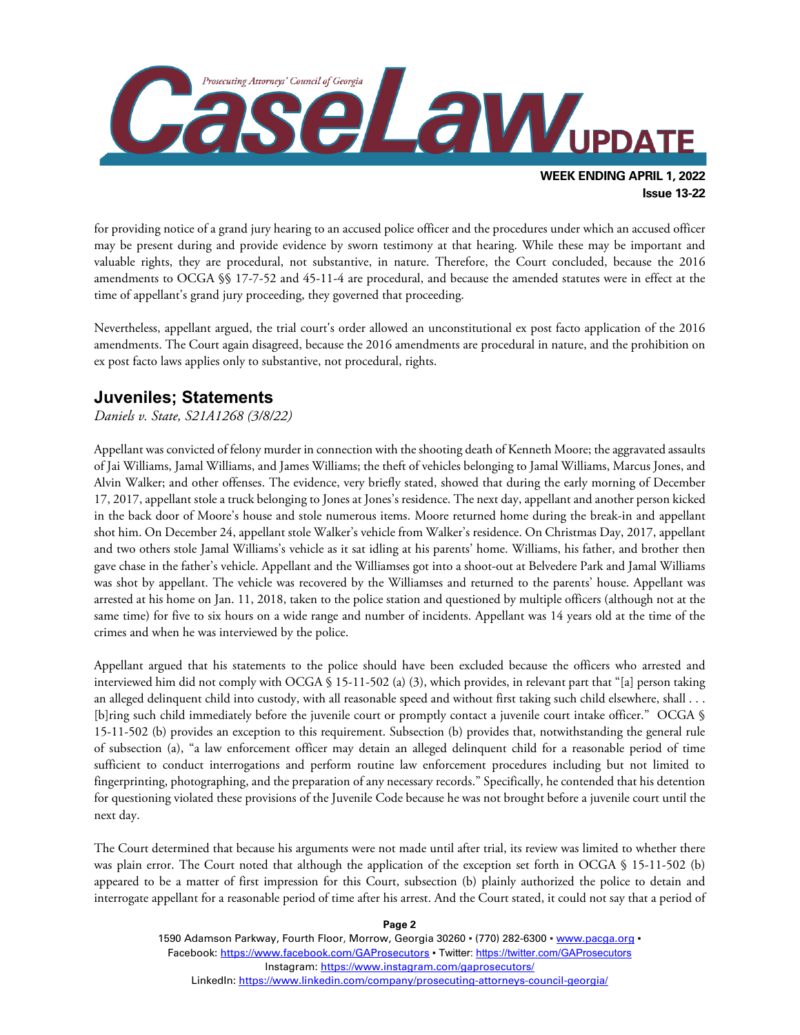for providing notice of a grand jury hearing to an accused police officer and the procedures under which an accused officer may be present during and provide evidence by sworn testimony at that hearing. While these may be important and valuable rights, they are procedural, not substantive, in nature. Therefore, the Court concluded, because the 2016 amendments to OCGA §§ 17-7-52 and 45-11-4 are procedural, and because the amended statutes were in effect at the time of appellant's grand jury proceeding, they governed that proceeding.

Nevertheless, appellant argued, the trial court's order allowed an unconstitutional ex post facto application of the 2016 amendments. The Court again disagreed, because the 2016 amendments are procedural in nature, and the prohibition on ex post facto laws applies only to substantive, not procedural, rights.

## Juveniles; Statements

*Daniels v. State, S21A1268 (3/8/22)*

Appellant was convicted of felony murder in connection with the shooting death of Kenneth Moore; the aggravated assaults of Jai Williams, Jamal Williams, and James Williams; the theft of vehicles belonging to Jamal Williams, Marcus Jones, and Alvin Walker; and other offenses. The evidence, very briefly stated, showed that during the early morning of December 17, 2017, appellant stole a truck belonging to Jones at Jones's residence. The next day, appellant and another person kicked in the back door of Moore's house and stole numerous items. Moore returned home during the break-in and appellant shot him. On December 24, appellant stole Walker's vehicle from Walker's residence. On Christmas Day, 2017, appellant and two others stole Jamal Williams's vehicle as it sat idling at his parents' home. Williams, his father, and brother then gave chase in the father's vehicle. Appellant and the Williamses got into a shoot-out at Belvedere Park and Jamal Williams was shot by appellant. The vehicle was recovered by the Williamses and returned to the parents' house. Appellant was arrested at his home on Jan. 11, 2018, taken to the police station and questioned by multiple officers (although not at the same time) for five to six hours on a wide range and number of incidents. Appellant was 14 years old at the time of the crimes and when he was interviewed by the police.

Appellant argued that his statements to the police should have been excluded because the officers who arrested and interviewed him did not comply with OCGA § 15-11-502 (a) (3), which provides, in relevant part that "[a] person taking an alleged delinquent child into custody, with all reasonable speed and without first taking such child elsewhere, shall . . . [b]ring such child immediately before the juvenile court or promptly contact a juvenile court intake officer." OCGA § 15-11-502 (b) provides an exception to this requirement. Subsection (b) provides that, notwithstanding the general rule of subsection (a), "a law enforcement officer may detain an alleged delinquent child for a reasonable period of time sufficient to conduct interrogations and perform routine law enforcement procedures including but not limited to fingerprinting, photographing, and the preparation of any necessary records." Specifically, he contended that his detention for questioning violated these provisions of the Juvenile Code because he was not brought before a juvenile court until the next day.

The Court determined that because his arguments were not made until after trial, its review was limited to whether there was plain error. The Court noted that although the application of the exception set forth in OCGA § 15-11-502 (b) appeared to be a matter of first impression for this Court, subsection (b) plainly authorized the police to detain and interrogate appellant for a reasonable period of time after his arrest. And the Court stated, it could not say that a period of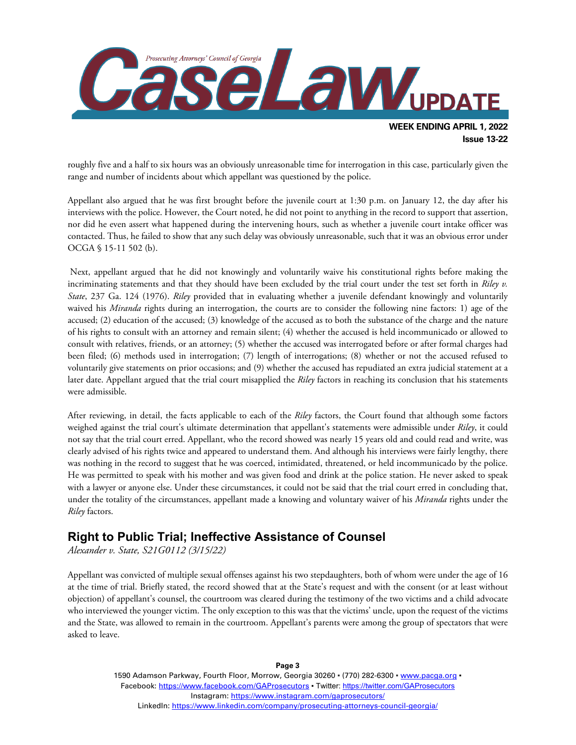roughly five and a half to six hours was an obviously unreasonable time for interrogation in this case, particularly given the range and number of incidents about which appellant was questioned by the police.

Appellant also argued that he was first brought before the juvenile court at 1:30 p.m. on January 12, the day after his interviews with the police. However, the Court noted, he did not point to anything in the record to support that assertion, nor did he even assert what happened during the intervening hours, such as whether a juvenile court intake officer was contacted. Thus, he failed to show that any such delay was obviously unreasonable, such that it was an obvious error under OCGA § 15-11 502 (b).

Next, appellant argued that he did not knowingly and voluntarily waive his constitutional rights before making the incriminating statements and that they should have been excluded by the trial court under the test set forth in *Riley v. State*, 237 Ga. 124 (1976). *Riley* provided that in evaluating whether a juvenile defendant knowingly and voluntarily waived his *Miranda* rights during an interrogation, the courts are to consider the following nine factors: 1) age of the accused; (2) education of the accused; (3) knowledge of the accused as to both the substance of the charge and the nature of his rights to consult with an attorney and remain silent; (4) whether the accused is held incommunicado or allowed to consult with relatives, friends, or an attorney; (5) whether the accused was interrogated before or after formal charges had been filed; (6) methods used in interrogation; (7) length of interrogations; (8) whether or not the accused refused to voluntarily give statements on prior occasions; and (9) whether the accused has repudiated an extra judicial statement at a later date. Appellant argued that the trial court misapplied the *Riley* factors in reaching its conclusion that his statements were admissible.

After reviewing, in detail, the facts applicable to each of the *Riley* factors, the Court found that although some factors weighed against the trial court's ultimate determination that appellant's statements were admissible under *Riley*, it could not say that the trial court erred. Appellant, who the record showed was nearly 15 years old and could read and write, was clearly advised of his rights twice and appeared to understand them. And although his interviews were fairly lengthy, there was nothing in the record to suggest that he was coerced, intimidated, threatened, or held incommunicado by the police. He was permitted to speak with his mother and was given food and drink at the police station. He never asked to speak with a lawyer or anyone else. Under these circumstances, it could not be said that the trial court erred in concluding that, under the totality of the circumstances, appellant made a knowing and voluntary waiver of his *Miranda* rights under the *Riley* factors.

## Right to Public Trial; Ineffective Assistance of Counsel

*Alexander v. State, S21G0112 (3/15/22)*

Appellant was convicted of multiple sexual offenses against his two stepdaughters, both of whom were under the age of 16 at the time of trial. Briefly stated, the record showed that at the State's request and with the consent (or at least without objection) of appellant's counsel, the courtroom was cleared during the testimony of the two victims and a child advocate who interviewed the younger victim. The only exception to this was that the victims' uncle, upon the request of the victims and the State, was allowed to remain in the courtroom. Appellant's parents were among the group of spectators that were asked to leave.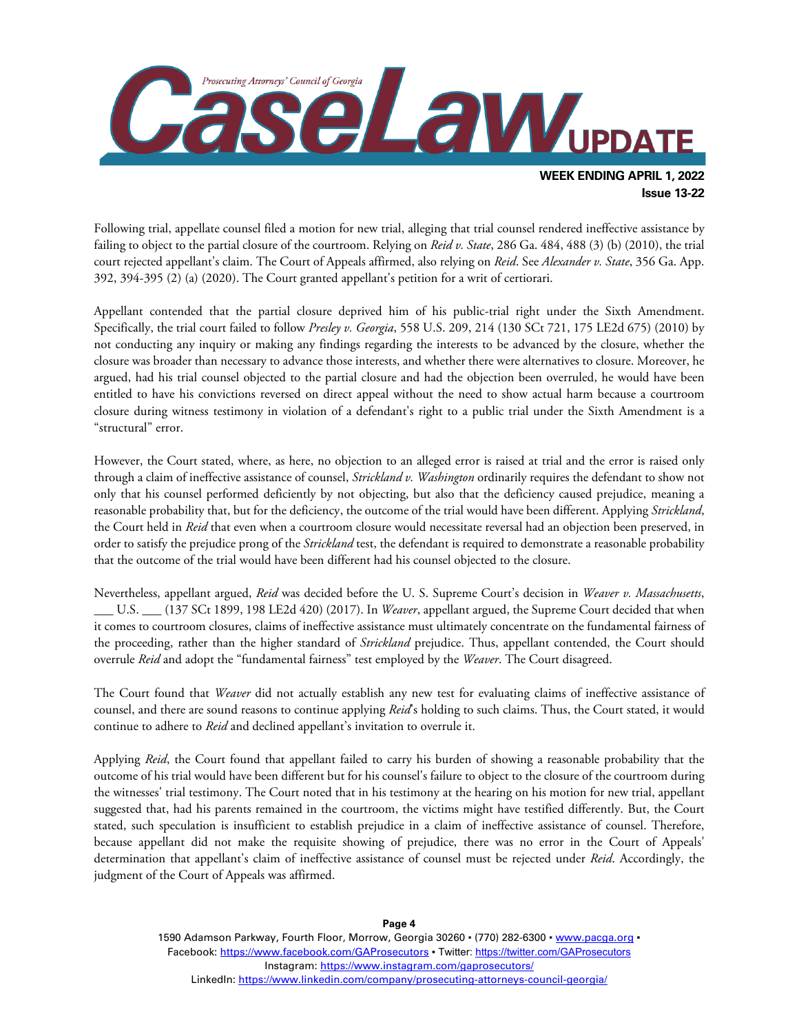Following trial, appellate counsel filed a motion for new trial, alleging that trial counsel rendered ineffective assistance by failing to object to the partial closure of the courtroom. Relying on *Reid v. State*, 286 Ga. 484, 488 (3) (b) (2010), the trial court rejected appellant's claim. The Court of Appeals affirmed, also relying on *Reid*. See *Alexander v. State*, 356 Ga. App. 392, 394-395 (2) (a) (2020). The Court granted appellant's petition for a writ of certiorari.

Appellant contended that the partial closure deprived him of his public-trial right under the Sixth Amendment. Specifically, the trial court failed to follow *Presley v. Georgia*, 558 U.S. 209, 214 (130 SCt 721, 175 LE2d 675) (2010) by not conducting any inquiry or making any findings regarding the interests to be advanced by the closure, whether the closure was broader than necessary to advance those interests, and whether there were alternatives to closure. Moreover, he argued, had his trial counsel objected to the partial closure and had the objection been overruled, he would have been entitled to have his convictions reversed on direct appeal without the need to show actual harm because a courtroom closure during witness testimony in violation of a defendant's right to a public trial under the Sixth Amendment is a "structural" error.

However, the Court stated, where, as here, no objection to an alleged error is raised at trial and the error is raised only through a claim of ineffective assistance of counsel, *Strickland v. Washington* ordinarily requires the defendant to show not only that his counsel performed deficiently by not objecting, but also that the deficiency caused prejudice, meaning a reasonable probability that, but for the deficiency, the outcome of the trial would have been different. Applying *Strickland*, the Court held in *Reid* that even when a courtroom closure would necessitate reversal had an objection been preserved, in order to satisfy the prejudice prong of the *Strickland* test, the defendant is required to demonstrate a reasonable probability that the outcome of the trial would have been different had his counsel objected to the closure.

Nevertheless, appellant argued, *Reid* was decided before the U. S. Supreme Court's decision in *Weaver v. Massachusetts*, ___ U.S. ___ (137 SCt 1899, 198 LE2d 420) (2017). In *Weaver*, appellant argued, the Supreme Court decided that when it comes to courtroom closures, claims of ineffective assistance must ultimately concentrate on the fundamental fairness of the proceeding, rather than the higher standard of *Strickland* prejudice. Thus, appellant contended, the Court should overrule *Reid* and adopt the "fundamental fairness" test employed by the *Weaver*. The Court disagreed.

The Court found that *Weaver* did not actually establish any new test for evaluating claims of ineffective assistance of counsel, and there are sound reasons to continue applying *Reid*'s holding to such claims. Thus, the Court stated, it would continue to adhere to *Reid* and declined appellant's invitation to overrule it.

Applying *Reid*, the Court found that appellant failed to carry his burden of showing a reasonable probability that the outcome of his trial would have been different but for his counsel's failure to object to the closure of the courtroom during the witnesses' trial testimony. The Court noted that in his testimony at the hearing on his motion for new trial, appellant suggested that, had his parents remained in the courtroom, the victims might have testified differently. But, the Court stated, such speculation is insufficient to establish prejudice in a claim of ineffective assistance of counsel. Therefore, because appellant did not make the requisite showing of prejudice, there was no error in the Court of Appeals' determination that appellant's claim of ineffective assistance of counsel must be rejected under *Reid*. Accordingly, the judgment of the Court of Appeals was affirmed.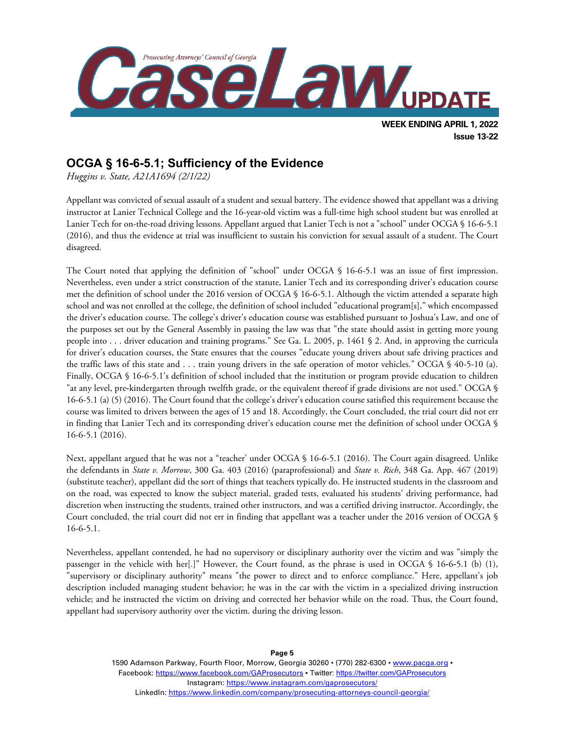## OCGA § 16-6-5.1; Sufficiency of the Evidence

*Huggins v. State, A21A1694 (2/1/22)*

Appellant was convicted of sexual assault of a student and sexual battery. The evidence showed that appellant was a driving instructor at Lanier Technical College and the 16-year-old victim was a full-time high school student but was enrolled at Lanier Tech for on-the-road driving lessons. Appellant argued that Lanier Tech is not a "school" under OCGA § 16-6-5.1 (2016), and thus the evidence at trial was insufficient to sustain his conviction for sexual assault of a student. The Court disagreed.

The Court noted that applying the definition of "school" under OCGA § 16-6-5.1 was an issue of first impression. Nevertheless, even under a strict construction of the statute, Lanier Tech and its corresponding driver's education course met the definition of school under the 2016 version of OCGA § 16-6-5.1. Although the victim attended a separate high school and was not enrolled at the college, the definition of school included "educational program[s]," which encompassed the driver's education course. The college's driver's education course was established pursuant to Joshua's Law, and one of the purposes set out by the General Assembly in passing the law was that "the state should assist in getting more young people into . . . driver education and training programs." See Ga. L. 2005, p. 1461 § 2. And, in approving the curricula for driver's education courses, the State ensures that the courses "educate young drivers about safe driving practices and the traffic laws of this state and . . . train young drivers in the safe operation of motor vehicles." OCGA § 40-5-10 (a). Finally, OCGA § 16-6-5.1's definition of school included that the institution or program provide education to children "at any level, pre-kindergarten through twelfth grade, or the equivalent thereof if grade divisions are not used." OCGA § 16-6-5.1 (a) (5) (2016). The Court found that the college's driver's education course satisfied this requirement because the course was limited to drivers between the ages of 15 and 18. Accordingly, the Court concluded, the trial court did not err in finding that Lanier Tech and its corresponding driver's education course met the definition of school under OCGA § 16-6-5.1 (2016).

Next, appellant argued that he was not a "teacher' under OCGA § 16-6-5.1 (2016). The Court again disagreed. Unlike the defendants in *State v. Morrow*, 300 Ga. 403 (2016) (paraprofessional) and *State v. Rich*, 348 Ga. App. 467 (2019) (substitute teacher), appellant did the sort of things that teachers typically do. He instructed students in the classroom and on the road, was expected to know the subject material, graded tests, evaluated his students' driving performance, had discretion when instructing the students, trained other instructors, and was a certified driving instructor. Accordingly, the Court concluded, the trial court did not err in finding that appellant was a teacher under the 2016 version of OCGA § 16-6-5.1.

Nevertheless, appellant contended, he had no supervisory or disciplinary authority over the victim and was "simply the passenger in the vehicle with her[.]" However, the Court found, as the phrase is used in OCGA § 16-6-5.1 (b) (1), "supervisory or disciplinary authority" means "the power to direct and to enforce compliance." Here, appellant's job description included managing student behavior; he was in the car with the victim in a specialized driving instruction vehicle; and he instructed the victim on driving and corrected her behavior while on the road. Thus, the Court found, appellant had supervisory authority over the victim. during the driving lesson.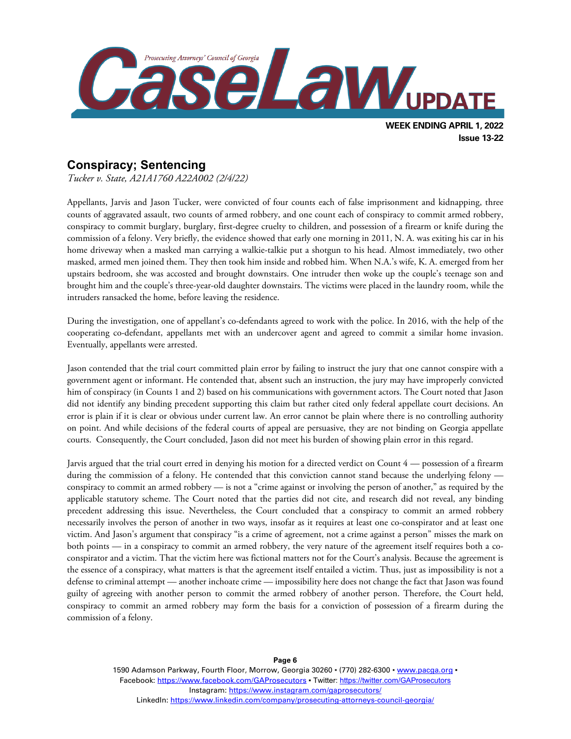## Conspiracy; Sentencing

*Tucker v. State, A21A1760 A22A002 (2/4/22)*

Appellants, Jarvis and Jason Tucker, were convicted of four counts each of false imprisonment and kidnapping, three counts of aggravated assault, two counts of armed robbery, and one count each of conspiracy to commit armed robbery, conspiracy to commit burglary, burglary, first-degree cruelty to children, and possession of a firearm or knife during the commission of a felony. Very briefly, the evidence showed that early one morning in 2011, N. A. was exiting his car in his home driveway when a masked man carrying a walkie-talkie put a shotgun to his head. Almost immediately, two other masked, armed men joined them. They then took him inside and robbed him. When N.A.'s wife, K. A. emerged from her upstairs bedroom, she was accosted and brought downstairs. One intruder then woke up the couple's teenage son and brought him and the couple's three-year-old daughter downstairs. The victims were placed in the laundry room, while the intruders ransacked the home, before leaving the residence.

During the investigation, one of appellant's co-defendants agreed to work with the police. In 2016, with the help of the cooperating co-defendant, appellants met with an undercover agent and agreed to commit a similar home invasion. Eventually, appellants were arrested.

Jason contended that the trial court committed plain error by failing to instruct the jury that one cannot conspire with a government agent or informant. He contended that, absent such an instruction, the jury may have improperly convicted him of conspiracy (in Counts 1 and 2) based on his communications with government actors. The Court noted that Jason did not identify any binding precedent supporting this claim but rather cited only federal appellate court decisions. An error is plain if it is clear or obvious under current law. An error cannot be plain where there is no controlling authority on point. And while decisions of the federal courts of appeal are persuasive, they are not binding on Georgia appellate courts. Consequently, the Court concluded, Jason did not meet his burden of showing plain error in this regard.

Jarvis argued that the trial court erred in denying his motion for a directed verdict on Count 4 — possession of a firearm during the commission of a felony. He contended that this conviction cannot stand because the underlying felony — conspiracy to commit an armed robbery — is not a "crime against or involving the person of another," as required by the applicable statutory scheme. The Court noted that the parties did not cite, and research did not reveal, any binding precedent addressing this issue. Nevertheless, the Court concluded that a conspiracy to commit an armed robbery necessarily involves the person of another in two ways, insofar as it requires at least one co-conspirator and at least one victim. And Jason's argument that conspiracy "is a crime of agreement, not a crime against a person" misses the mark on both points — in a conspiracy to commit an armed robbery, the very nature of the agreement itself requires both a co-conspirator and a victim. That the victim here was fictional matters not for the Court's analysis. Because the agreement is the essence of a conspiracy, what matters is that the agreement itself entailed a victim. Thus, just as impossibility is not a defense to criminal attempt — another inchoate crime — impossibility here does not change the fact that Jason was found guilty of agreeing with another person to commit the armed robbery of another person. Therefore, the Court held, conspiracy to commit an armed robbery may form the basis for a conviction of possession of a firearm during the commission of a felony.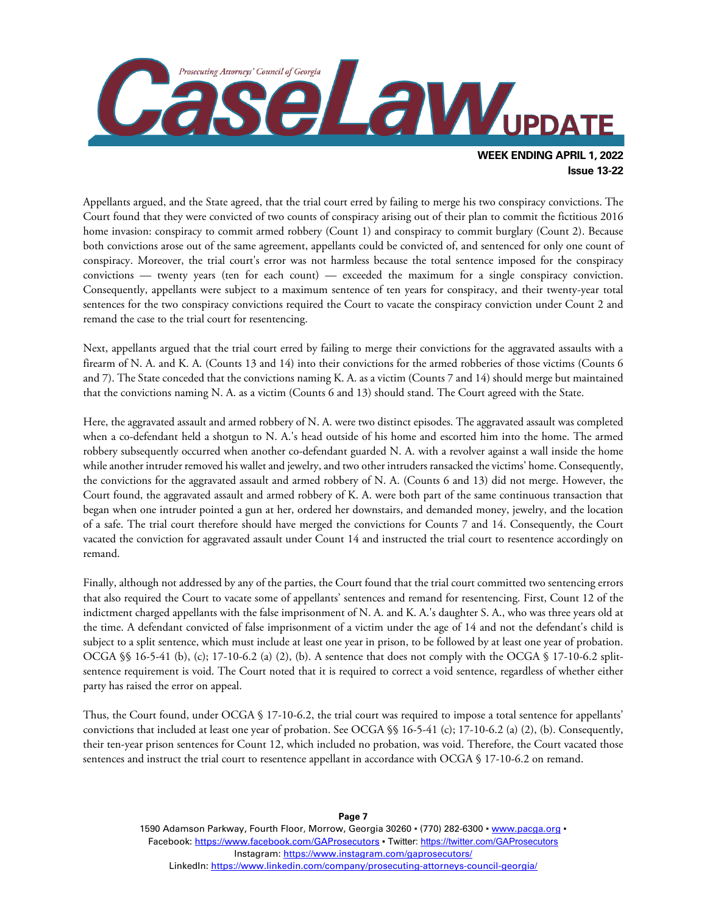Appellants argued, and the State agreed, that the trial court erred by failing to merge his two conspiracy convictions. The Court found that they were convicted of two counts of conspiracy arising out of their plan to commit the fictitious 2016 home invasion: conspiracy to commit armed robbery (Count 1) and conspiracy to commit burglary (Count 2). Because both convictions arose out of the same agreement, appellants could be convicted of, and sentenced for only one count of conspiracy. Moreover, the trial court's error was not harmless because the total sentence imposed for the conspiracy convictions — twenty years (ten for each count) — exceeded the maximum for a single conspiracy conviction. Consequently, appellants were subject to a maximum sentence of ten years for conspiracy, and their twenty-year total sentences for the two conspiracy convictions required the Court to vacate the conspiracy conviction under Count 2 and remand the case to the trial court for resentencing.

Next, appellants argued that the trial court erred by failing to merge their convictions for the aggravated assaults with a firearm of N. A. and K. A. (Counts 13 and 14) into their convictions for the armed robberies of those victims (Counts 6 and 7). The State conceded that the convictions naming K. A. as a victim (Counts 7 and 14) should merge but maintained that the convictions naming N. A. as a victim (Counts 6 and 13) should stand. The Court agreed with the State.

Here, the aggravated assault and armed robbery of N. A. were two distinct episodes. The aggravated assault was completed when a co-defendant held a shotgun to N. A.'s head outside of his home and escorted him into the home. The armed robbery subsequently occurred when another co-defendant guarded N. A. with a revolver against a wall inside the home while another intruder removed his wallet and jewelry, and two other intruders ransacked the victims' home. Consequently, the convictions for the aggravated assault and armed robbery of N. A. (Counts 6 and 13) did not merge. However, the Court found, the aggravated assault and armed robbery of K. A. were both part of the same continuous transaction that began when one intruder pointed a gun at her, ordered her downstairs, and demanded money, jewelry, and the location of a safe. The trial court therefore should have merged the convictions for Counts 7 and 14. Consequently, the Court vacated the conviction for aggravated assault under Count 14 and instructed the trial court to resentence accordingly on remand.

Finally, although not addressed by any of the parties, the Court found that the trial court committed two sentencing errors that also required the Court to vacate some of appellants' sentences and remand for resentencing. First, Count 12 of the indictment charged appellants with the false imprisonment of N. A. and K. A.'s daughter S. A., who was three years old at the time. A defendant convicted of false imprisonment of a victim under the age of 14 and not the defendant's child is subject to a split sentence, which must include at least one year in prison, to be followed by at least one year of probation. OCGA §§ 16-5-41 (b), (c); 17-10-6.2 (a) (2), (b). A sentence that does not comply with the OCGA § 17-10-6.2 split-sentence requirement is void. The Court noted that it is required to correct a void sentence, regardless of whether either party has raised the error on appeal.

Thus, the Court found, under OCGA § 17-10-6.2, the trial court was required to impose a total sentence for appellants' convictions that included at least one year of probation. See OCGA §§ 16-5-41 (c); 17-10-6.2 (a) (2), (b). Consequently, their ten-year prison sentences for Count 12, which included no probation, was void. Therefore, the Court vacated those sentences and instruct the trial court to resentence appellant in accordance with OCGA § 17-10-6.2 on remand.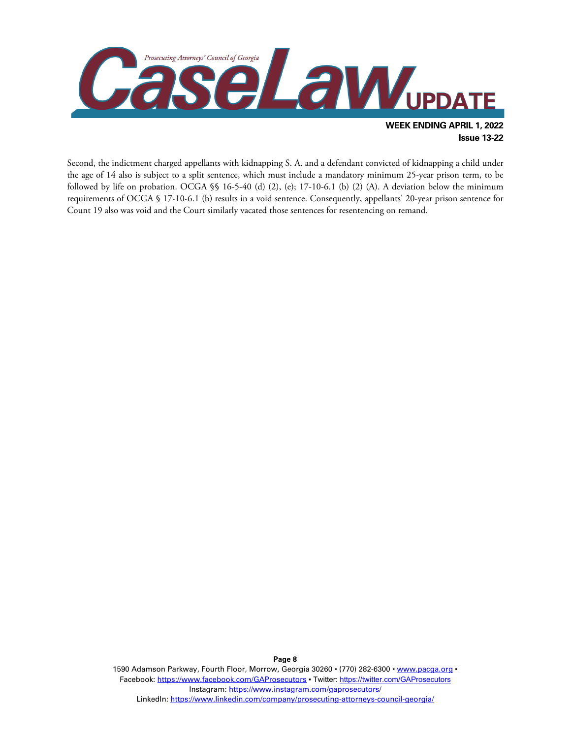Second, the indictment charged appellants with kidnapping S. A. and a defendant convicted of kidnapping a child under the age of 14 also is subject to a split sentence, which must include a mandatory minimum 25-year prison term, to be followed by life on probation. OCGA §§ 16-5-40 (d) (2), (e); 17-10-6.1 (b) (2) (A). A deviation below the minimum requirements of OCGA § 17-10-6.1 (b) results in a void sentence. Consequently, appellants' 20-year prison sentence for Count 19 also was void and the Court similarly vacated those sentences for resentencing on remand.